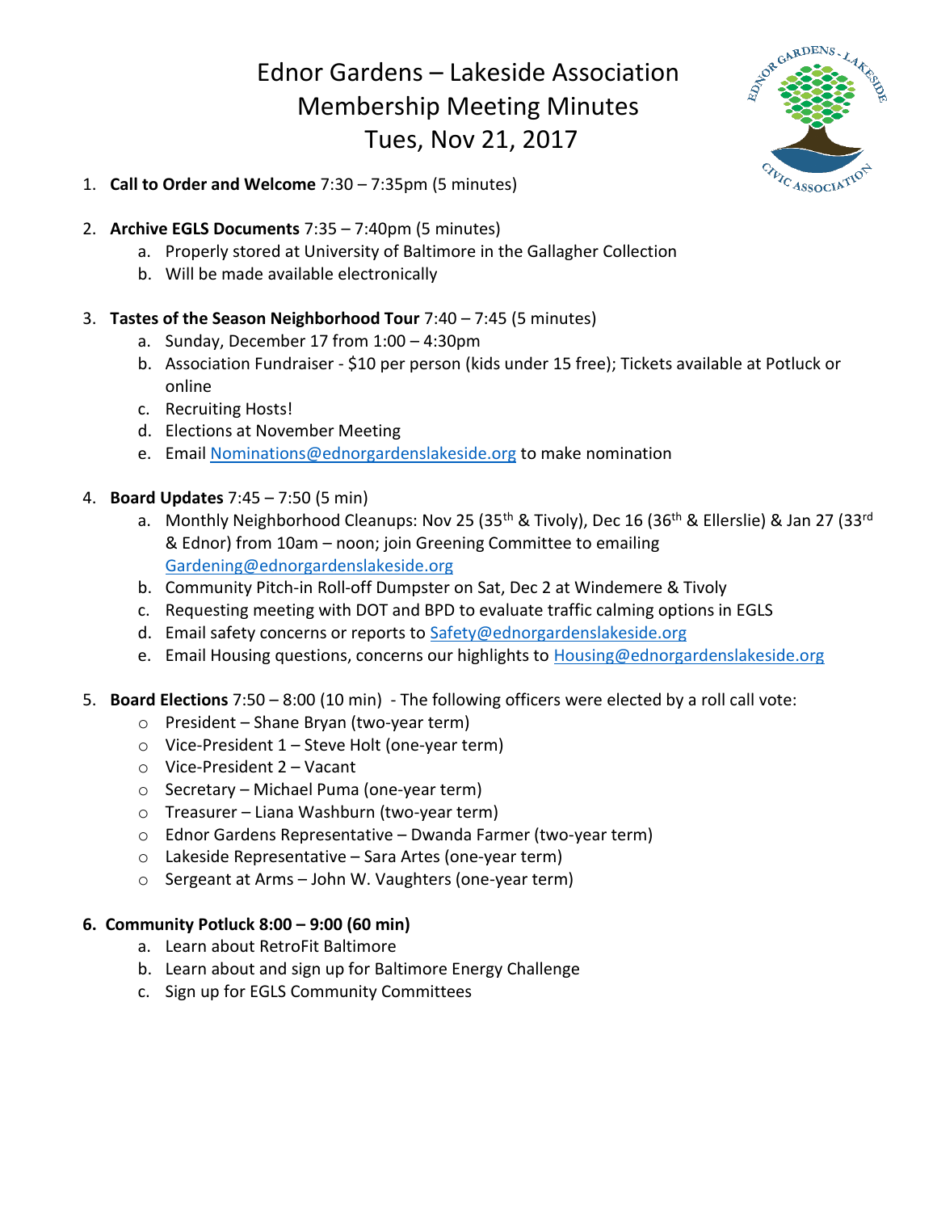# Ednor Gardens – Lakeside Association
# Membership Meeting Minutes
# Tues, Nov 21, 2017

1. **Call to Order and Welcome** 7:30 – 7:35pm (5 minutes)

2. **Archive EGLS Documents** 7:35 – 7:40pm (5 minutes)
   a. Properly stored at University of Baltimore in the Gallagher Collection
   b. Will be made available electronically

3. **Tastes of the Season Neighborhood Tour** 7:40 – 7:45 (5 minutes)
   a. Sunday, December 17 from 1:00 – 4:30pm
   b. Association Fundraiser - $10 per person (kids under 15 free); Tickets available at Potluck or online
   c. Recruiting Hosts!
   d. Elections at November Meeting
   e. Email Nominations@ednorgardenslakeside.org to make nomination

4. **Board Updates** 7:45 – 7:50 (5 min)
   a. Monthly Neighborhood Cleanups: Nov 25 (35th & Tivoly), Dec 16 (36th & Ellerslie) & Jan 27 (33rd & Ednor) from 10am – noon; join Greening Committee to emailing Gardening@ednorgardenslakeside.org
   b. Community Pitch-in Roll-off Dumpster on Sat, Dec 2 at Windemere & Tivoly
   c. Requesting meeting with DOT and BPD to evaluate traffic calming options in EGLS
   d. Email safety concerns or reports to Safety@ednorgardenslakeside.org
   e. Email Housing questions, concerns our highlights to Housing@ednorgardenslakeside.org

5. **Board Elections** 7:50 – 8:00 (10 min) - The following officers were elected by a roll call vote:
   - President – Shane Bryan (two-year term)
   - Vice-President 1 – Steve Holt (one-year term)
   - Vice-President 2 – Vacant
   - Secretary – Michael Puma (one-year term)
   - Treasurer – Liana Washburn (two-year term)
   - Ednor Gardens Representative – Dwanda Farmer (two-year term)
   - Lakeside Representative – Sara Artes (one-year term)
   - Sergeant at Arms – John W. Vaughters (one-year term)

6. **Community Potluck 8:00 – 9:00 (60 min)**
   a. Learn about RetroFit Baltimore
   b. Learn about and sign up for Baltimore Energy Challenge
   c. Sign up for EGLS Community Committees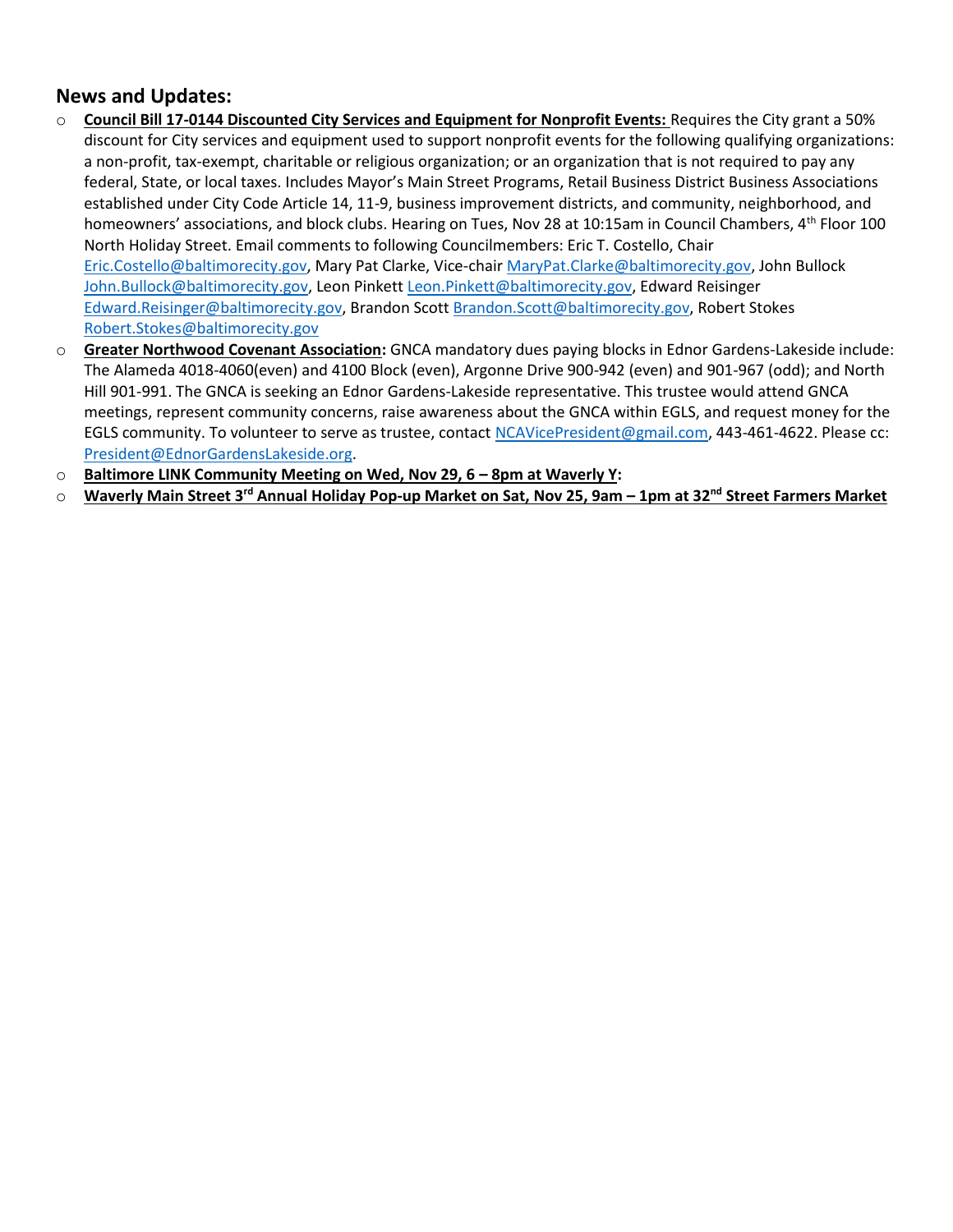## News and Updates:

- **Council Bill 17-0144 Discounted City Services and Equipment for Nonprofit Events:** Requires the City grant a 50% discount for City services and equipment used to support nonprofit events for the following qualifying organizations: a non-profit, tax-exempt, charitable or religious organization; or an organization that is not required to pay any federal, State, or local taxes. Includes Mayor's Main Street Programs, Retail Business District Business Associations established under City Code Article 14, 11-9, business improvement districts, and community, neighborhood, and homeowners' associations, and block clubs. Hearing on Tues, Nov 28 at 10:15am in Council Chambers, 4th Floor 100 North Holiday Street. Email comments to following Councilmembers: Eric T. Costello, Chair Eric.Costello@baltimorecity.gov, Mary Pat Clarke, Vice-chair MaryPat.Clarke@baltimorecity.gov, John Bullock John.Bullock@baltimorecity.gov, Leon Pinkett Leon.Pinkett@baltimorecity.gov, Edward Reisinger Edward.Reisinger@baltimorecity.gov, Brandon Scott Brandon.Scott@baltimorecity.gov, Robert Stokes Robert.Stokes@baltimorecity.gov
- **Greater Northwood Covenant Association:** GNCA mandatory dues paying blocks in Ednor Gardens-Lakeside include: The Alameda 4018-4060(even) and 4100 Block (even), Argonne Drive 900-942 (even) and 901-967 (odd); and North Hill 901-991. The GNCA is seeking an Ednor Gardens-Lakeside representative. This trustee would attend GNCA meetings, represent community concerns, raise awareness about the GNCA within EGLS, and request money for the EGLS community. To volunteer to serve as trustee, contact NCAVicePresident@gmail.com, 443-461-4622. Please cc: President@EdnorGardensLakeside.org.
- **Baltimore LINK Community Meeting on Wed, Nov 29, 6 – 8pm at Waverly Y:**
- **Waverly Main Street 3rd Annual Holiday Pop-up Market on Sat, Nov 25, 9am – 1pm at 32nd Street Farmers Market**